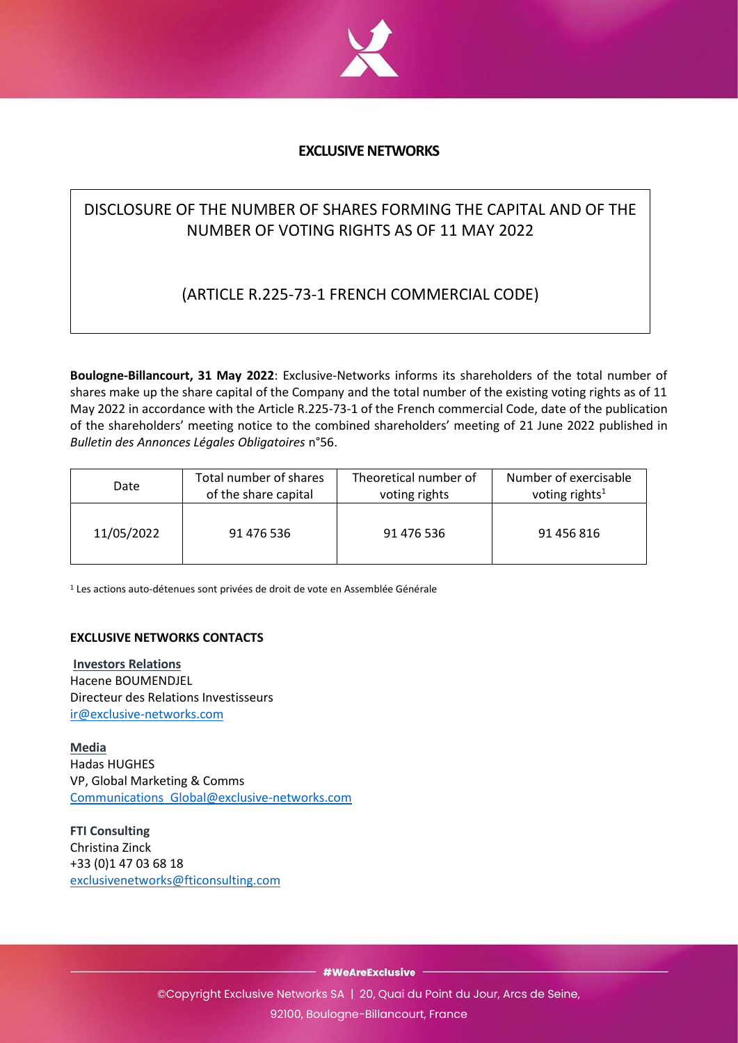# EXCLUSIVE NETWORKS

## DISCLOSURE OF THE NUMBER OF SHARES FORMING THE CAPITAL AND OF THE NUMBER OF VOTING RIGHTS AS OF 11 MAY 2022

## (ARTICLE R.225-73-1 FRENCH COMMERCIAL CODE)

**Boulogne-Billancourt, 31 May 2022**: Exclusive-Networks informs its shareholders of the total number of shares make up the share capital of the Company and the total number of the existing voting rights as of 11 May 2022 in accordance with the Article R.225-73-1 of the French commercial Code, date of the publication of the shareholders' meeting notice to the combined shareholders' meeting of 21 June 2022 published in *Bulletin des Annonces Légales Obligatoires* n°56.

| Date | Total number of shares of the share capital | Theoretical number of voting rights | Number of exercisable voting rights[1] |
|---|---|---|---|
| 11/05/2022 | 91 476 536 | 91 476 536 | 91 456 816 |

[1] Les actions auto-détenues sont privées de droit de vote en Assemblée Générale

**EXCLUSIVE NETWORKS CONTACTS**

**Investors Relations**
Hacene BOUMENDJEL
Directeur des Relations Investisseurs
ir@exclusive-networks.com

**Media**
Hadas HUGHES
VP, Global Marketing & Comms
Communications_Global@exclusive-networks.com

**FTI Consulting**
Christina Zinck
+33 (0)1 47 03 68 18
exclusivenetworks@fticonsulting.com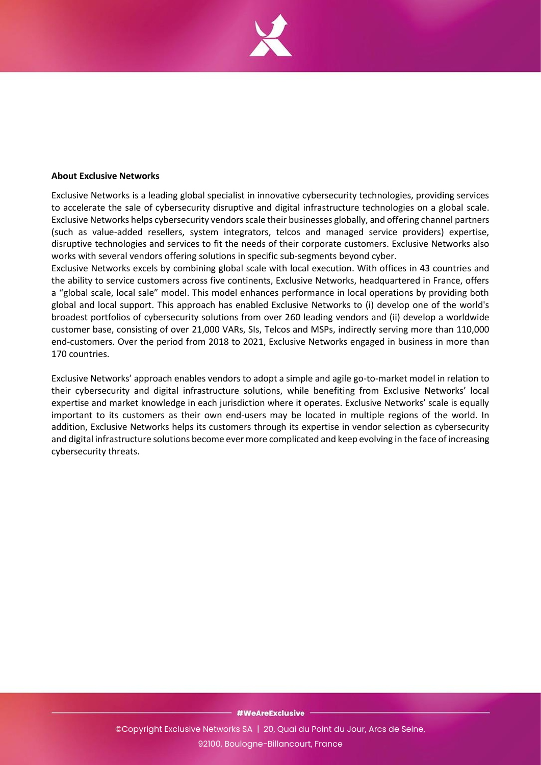**About Exclusive Networks**

Exclusive Networks is a leading global specialist in innovative cybersecurity technologies, providing services to accelerate the sale of cybersecurity disruptive and digital infrastructure technologies on a global scale. Exclusive Networks helps cybersecurity vendors scale their businesses globally, and offering channel partners (such as value-added resellers, system integrators, telcos and managed service providers) expertise, disruptive technologies and services to fit the needs of their corporate customers. Exclusive Networks also works with several vendors offering solutions in specific sub-segments beyond cyber.
Exclusive Networks excels by combining global scale with local execution. With offices in 43 countries and the ability to service customers across five continents, Exclusive Networks, headquartered in France, offers a "global scale, local sale" model. This model enhances performance in local operations by providing both global and local support. This approach has enabled Exclusive Networks to (i) develop one of the world's broadest portfolios of cybersecurity solutions from over 260 leading vendors and (ii) develop a worldwide customer base, consisting of over 21,000 VARs, SIs, Telcos and MSPs, indirectly serving more than 110,000 end-customers. Over the period from 2018 to 2021, Exclusive Networks engaged in business in more than 170 countries.

Exclusive Networks' approach enables vendors to adopt a simple and agile go-to-market model in relation to their cybersecurity and digital infrastructure solutions, while benefiting from Exclusive Networks' local expertise and market knowledge in each jurisdiction where it operates. Exclusive Networks' scale is equally important to its customers as their own end-users may be located in multiple regions of the world. In addition, Exclusive Networks helps its customers through its expertise in vendor selection as cybersecurity and digital infrastructure solutions become ever more complicated and keep evolving in the face of increasing cybersecurity threats.